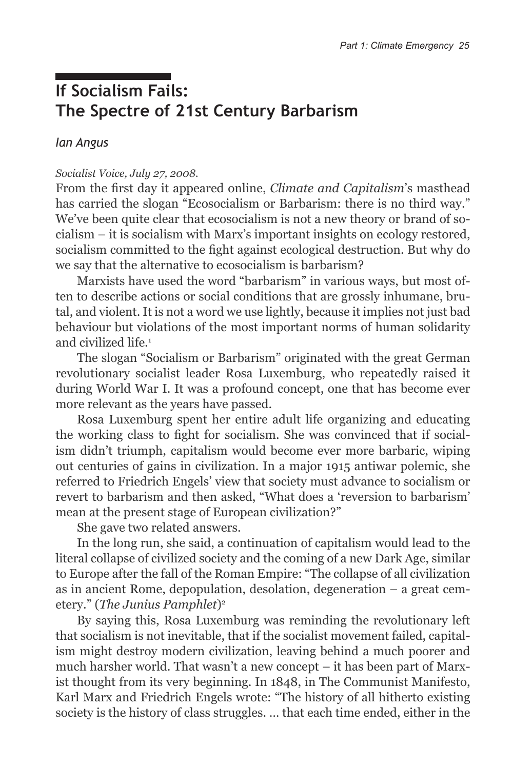# If Socialism Fails: The Spectre of 21st Century Barbarism

*Ian Angus*

*Socialist Voice, July 27, 2008.*

From the first day it appeared online, *Climate and Capitalism*'s masthead has carried the slogan "Ecosocialism or Barbarism: there is no third way." We've been quite clear that ecosocialism is not a new theory or brand of socialism – it is socialism with Marx's important insights on ecology restored, socialism committed to the fight against ecological destruction. But why do we say that the alternative to ecosocialism is barbarism?

Marxists have used the word "barbarism" in various ways, but most often to describe actions or social conditions that are grossly inhumane, brutal, and violent. It is not a word we use lightly, because it implies not just bad behaviour but violations of the most important norms of human solidarity and civilized life.[1]

The slogan "Socialism or Barbarism" originated with the great German revolutionary socialist leader Rosa Luxemburg, who repeatedly raised it during World War I. It was a profound concept, one that has become ever more relevant as the years have passed.

Rosa Luxemburg spent her entire adult life organizing and educating the working class to fight for socialism. She was convinced that if socialism didn't triumph, capitalism would become ever more barbaric, wiping out centuries of gains in civilization. In a major 1915 antiwar polemic, she referred to Friedrich Engels' view that society must advance to socialism or revert to barbarism and then asked, "What does a 'reversion to barbarism' mean at the present stage of European civilization?"

She gave two related answers.

In the long run, she said, a continuation of capitalism would lead to the literal collapse of civilized society and the coming of a new Dark Age, similar to Europe after the fall of the Roman Empire: "The collapse of all civilization as in ancient Rome, depopulation, desolation, degeneration – a great cemetery." (*The Junius Pamphlet*)[2]

By saying this, Rosa Luxemburg was reminding the revolutionary left that socialism is not inevitable, that if the socialist movement failed, capitalism might destroy modern civilization, leaving behind a much poorer and much harsher world. That wasn't a new concept – it has been part of Marxist thought from its very beginning. In 1848, in The Communist Manifesto, Karl Marx and Friedrich Engels wrote: "The history of all hitherto existing society is the history of class struggles. … that each time ended, either in the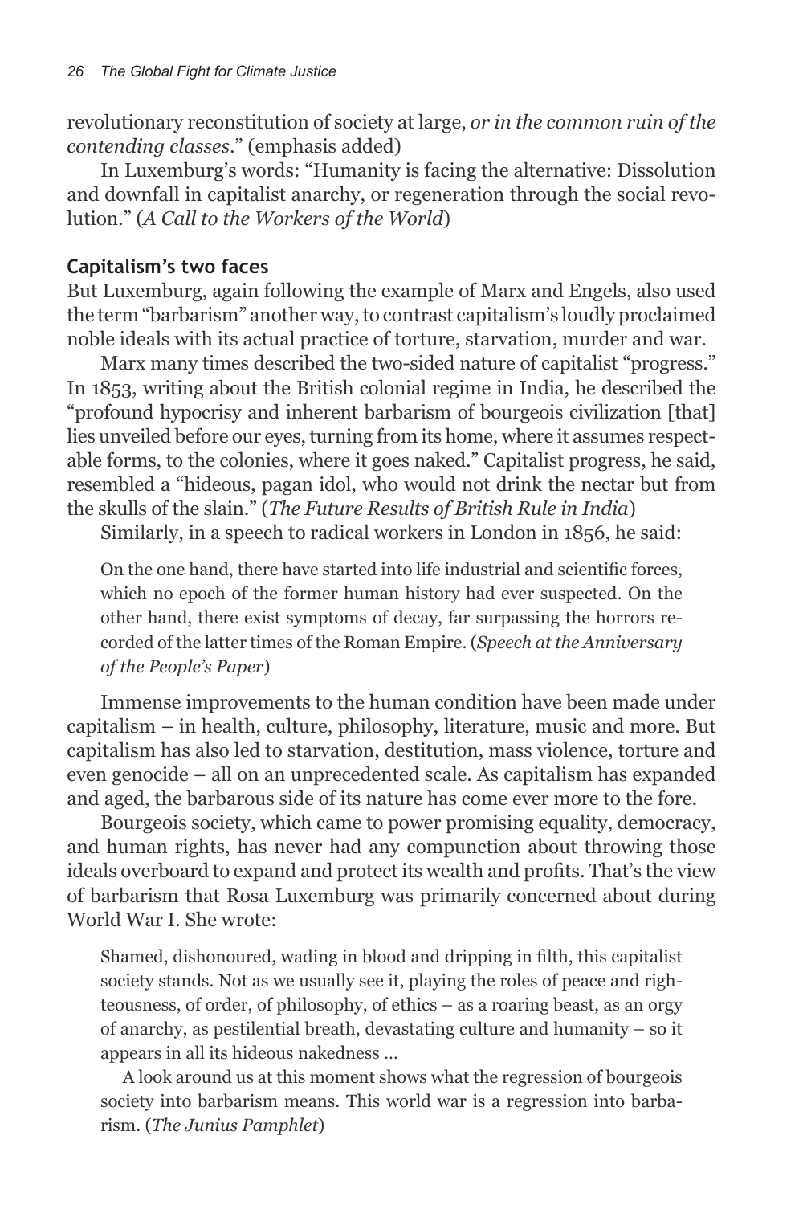revolutionary reconstitution of society at large, *or in the common ruin of the contending classes*." (emphasis added)

In Luxemburg's words: "Humanity is facing the alternative: Dissolution and downfall in capitalist anarchy, or regeneration through the social revolution." (*A Call to the Workers of the World*)

### Capitalism's two faces

But Luxemburg, again following the example of Marx and Engels, also used the term "barbarism" another way, to contrast capitalism's loudly proclaimed noble ideals with its actual practice of torture, starvation, murder and war.

Marx many times described the two-sided nature of capitalist "progress." In 1853, writing about the British colonial regime in India, he described the "profound hypocrisy and inherent barbarism of bourgeois civilization [that] lies unveiled before our eyes, turning from its home, where it assumes respectable forms, to the colonies, where it goes naked." Capitalist progress, he said, resembled a "hideous, pagan idol, who would not drink the nectar but from the skulls of the slain." (*The Future Results of British Rule in India*)

Similarly, in a speech to radical workers in London in 1856, he said:

> On the one hand, there have started into life industrial and scientific forces, which no epoch of the former human history had ever suspected. On the other hand, there exist symptoms of decay, far surpassing the horrors recorded of the latter times of the Roman Empire. (*Speech at the Anniversary of the People's Paper*)

Immense improvements to the human condition have been made under capitalism – in health, culture, philosophy, literature, music and more. But capitalism has also led to starvation, destitution, mass violence, torture and even genocide – all on an unprecedented scale. As capitalism has expanded and aged, the barbarous side of its nature has come ever more to the fore.

Bourgeois society, which came to power promising equality, democracy, and human rights, has never had any compunction about throwing those ideals overboard to expand and protect its wealth and profits. That's the view of barbarism that Rosa Luxemburg was primarily concerned about during World War I. She wrote:

> Shamed, dishonoured, wading in blood and dripping in filth, this capitalist society stands. Not as we usually see it, playing the roles of peace and righteousness, of order, of philosophy, of ethics – as a roaring beast, as an orgy of anarchy, as pestilential breath, devastating culture and humanity – so it appears in all its hideous nakedness …
>
> A look around us at this moment shows what the regression of bourgeois society into barbarism means. This world war is a regression into barbarism. (*The Junius Pamphlet*)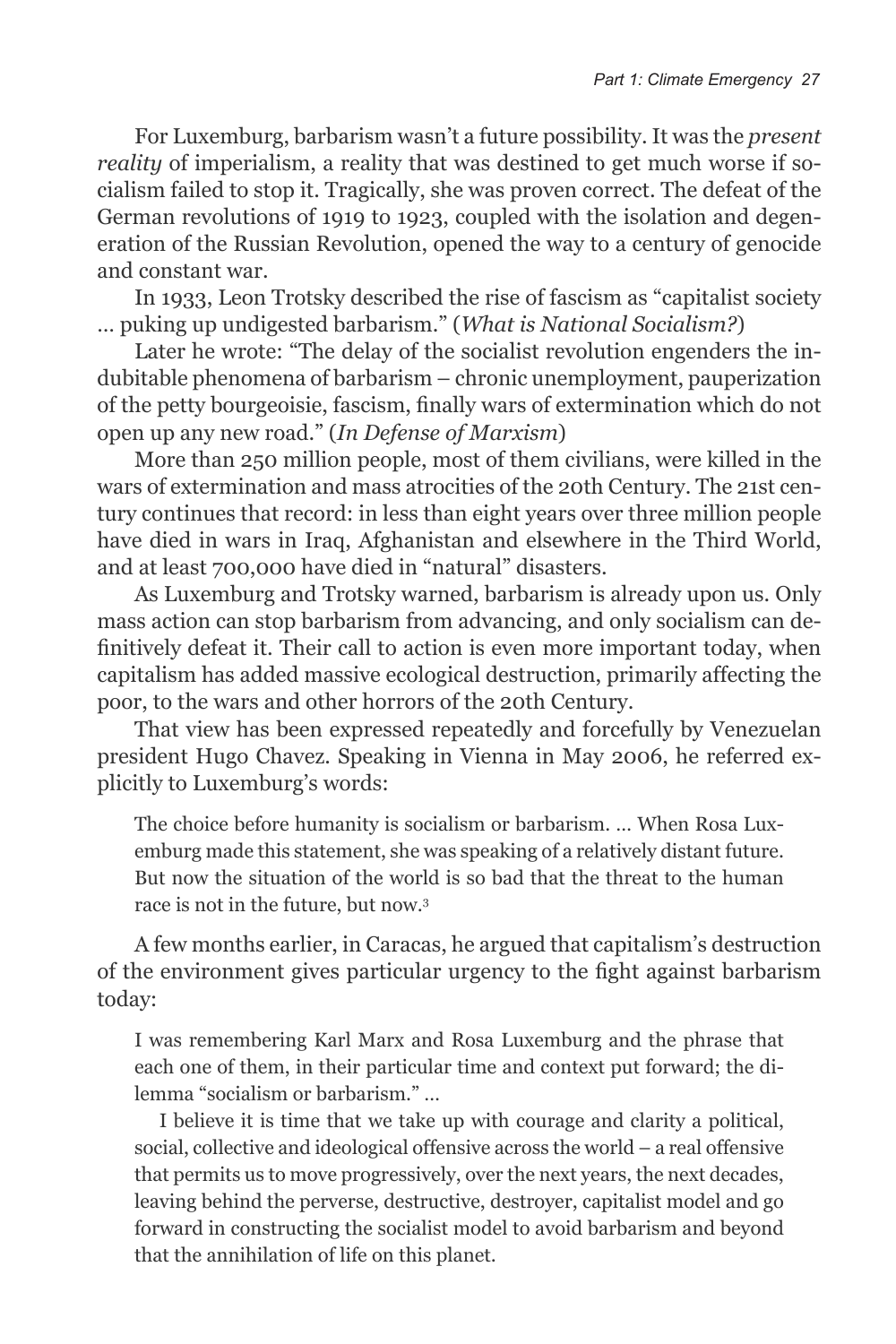For Luxemburg, barbarism wasn't a future possibility. It was the *present reality* of imperialism, a reality that was destined to get much worse if socialism failed to stop it. Tragically, she was proven correct. The defeat of the German revolutions of 1919 to 1923, coupled with the isolation and degeneration of the Russian Revolution, opened the way to a century of genocide and constant war.

In 1933, Leon Trotsky described the rise of fascism as "capitalist society … puking up undigested barbarism." (*What is National Socialism?*)

Later he wrote: "The delay of the socialist revolution engenders the indubitable phenomena of barbarism – chronic unemployment, pauperization of the petty bourgeoisie, fascism, finally wars of extermination which do not open up any new road." (*In Defense of Marxism*)

More than 250 million people, most of them civilians, were killed in the wars of extermination and mass atrocities of the 20th Century. The 21st century continues that record: in less than eight years over three million people have died in wars in Iraq, Afghanistan and elsewhere in the Third World, and at least 700,000 have died in "natural" disasters.

As Luxemburg and Trotsky warned, barbarism is already upon us. Only mass action can stop barbarism from advancing, and only socialism can definitively defeat it. Their call to action is even more important today, when capitalism has added massive ecological destruction, primarily affecting the poor, to the wars and other horrors of the 20th Century.

That view has been expressed repeatedly and forcefully by Venezuelan president Hugo Chavez. Speaking in Vienna in May 2006, he referred explicitly to Luxemburg's words:

> The choice before humanity is socialism or barbarism. … When Rosa Luxemburg made this statement, she was speaking of a relatively distant future. But now the situation of the world is so bad that the threat to the human race is not in the future, but now.[3]

A few months earlier, in Caracas, he argued that capitalism's destruction of the environment gives particular urgency to the fight against barbarism today:

> I was remembering Karl Marx and Rosa Luxemburg and the phrase that each one of them, in their particular time and context put forward; the dilemma "socialism or barbarism." …
>
> I believe it is time that we take up with courage and clarity a political, social, collective and ideological offensive across the world – a real offensive that permits us to move progressively, over the next years, the next decades, leaving behind the perverse, destructive, destroyer, capitalist model and go forward in constructing the socialist model to avoid barbarism and beyond that the annihilation of life on this planet.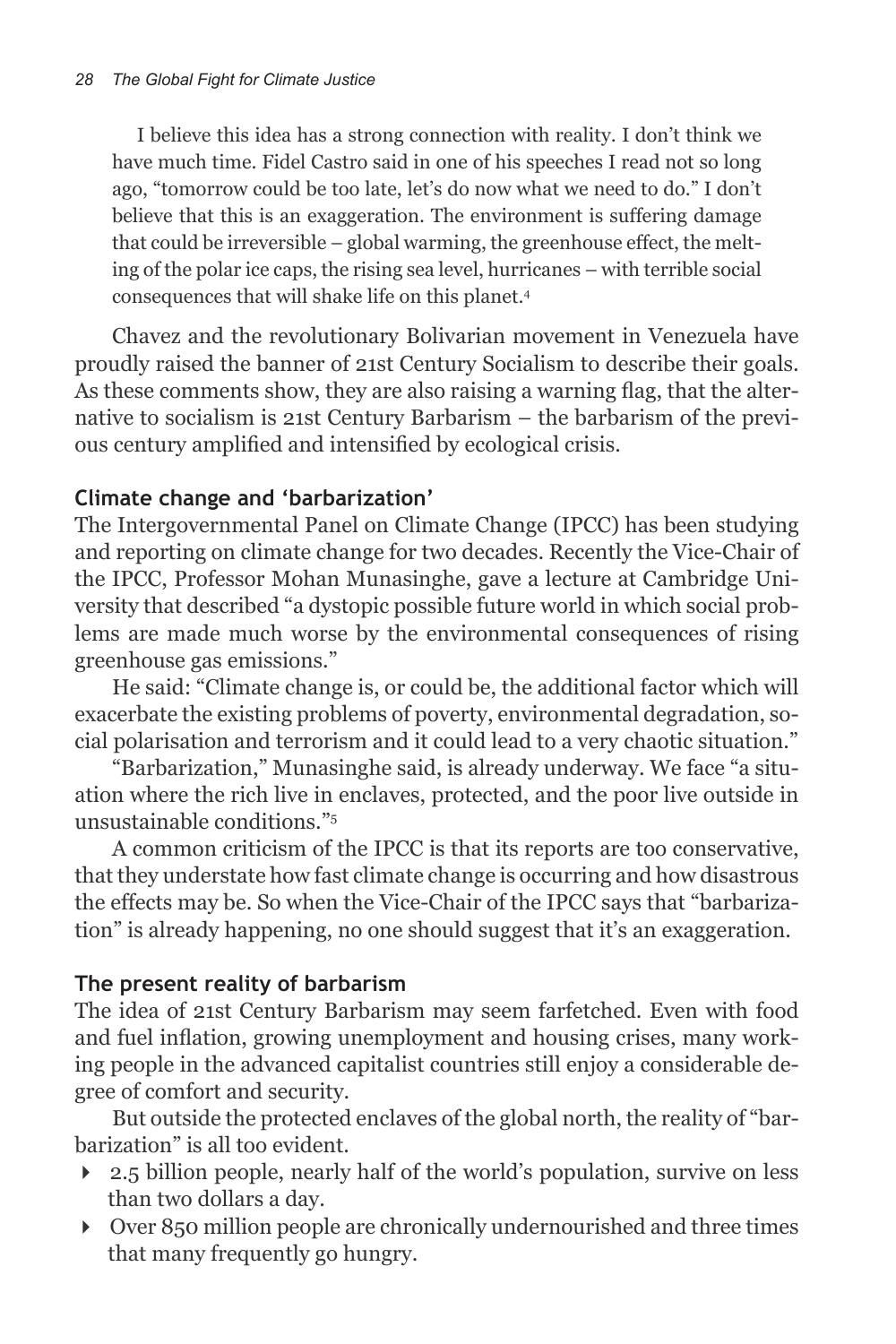I believe this idea has a strong connection with reality. I don't think we have much time. Fidel Castro said in one of his speeches I read not so long ago, "tomorrow could be too late, let's do now what we need to do." I don't believe that this is an exaggeration. The environment is suffering damage that could be irreversible – global warming, the greenhouse effect, the melting of the polar ice caps, the rising sea level, hurricanes – with terrible social consequences that will shake life on this planet.[4]

Chavez and the revolutionary Bolivarian movement in Venezuela have proudly raised the banner of 21st Century Socialism to describe their goals. As these comments show, they are also raising a warning flag, that the alternative to socialism is 21st Century Barbarism – the barbarism of the previous century amplified and intensified by ecological crisis.

## Climate change and 'barbarization'

The Intergovernmental Panel on Climate Change (IPCC) has been studying and reporting on climate change for two decades. Recently the Vice-Chair of the IPCC, Professor Mohan Munasinghe, gave a lecture at Cambridge University that described "a dystopic possible future world in which social problems are made much worse by the environmental consequences of rising greenhouse gas emissions."

He said: "Climate change is, or could be, the additional factor which will exacerbate the existing problems of poverty, environmental degradation, social polarisation and terrorism and it could lead to a very chaotic situation."

"Barbarization," Munasinghe said, is already underway. We face "a situation where the rich live in enclaves, protected, and the poor live outside in unsustainable conditions."[5]

A common criticism of the IPCC is that its reports are too conservative, that they understate how fast climate change is occurring and how disastrous the effects may be. So when the Vice-Chair of the IPCC says that "barbarization" is already happening, no one should suggest that it's an exaggeration.

## The present reality of barbarism

The idea of 21st Century Barbarism may seem farfetched. Even with food and fuel inflation, growing unemployment and housing crises, many working people in the advanced capitalist countries still enjoy a considerable degree of comfort and security.

But outside the protected enclaves of the global north, the reality of "barbarization" is all too evident.

- 2.5 billion people, nearly half of the world's population, survive on less than two dollars a day.
- Over 850 million people are chronically undernourished and three times that many frequently go hungry.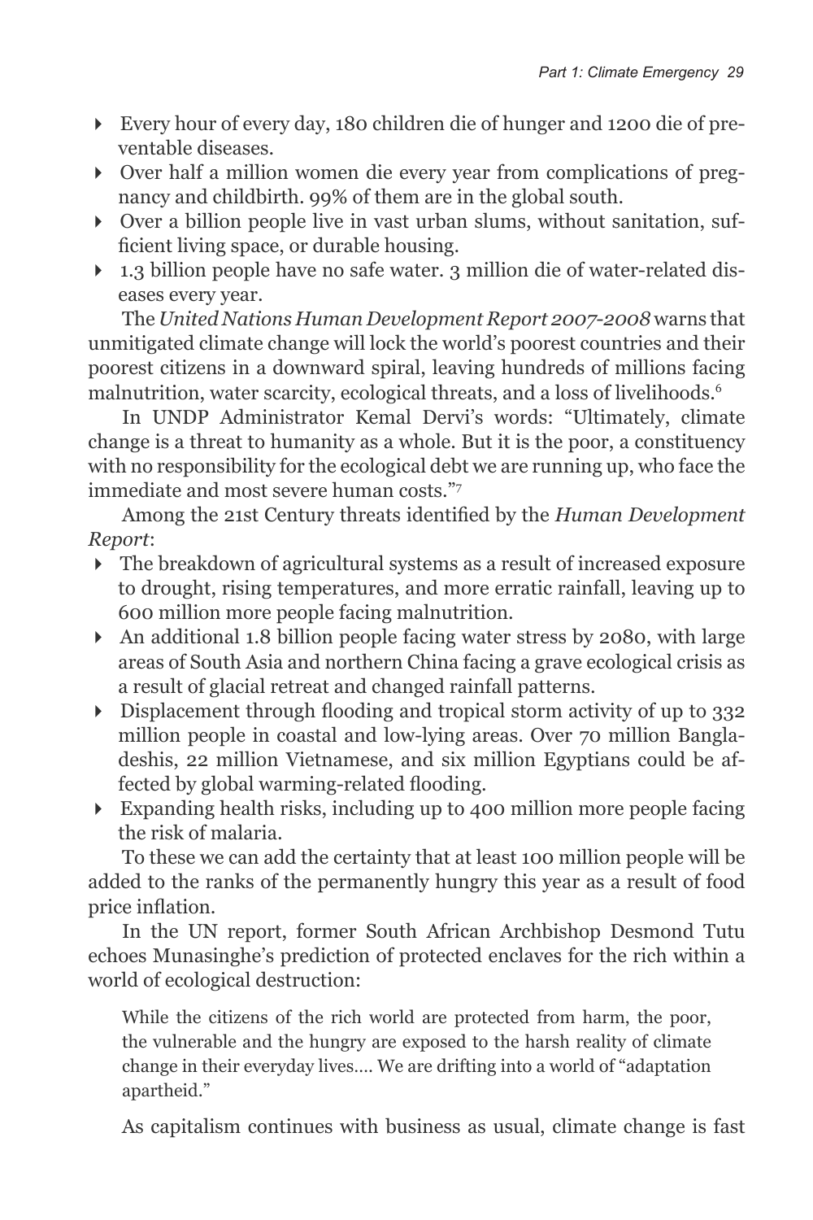- Every hour of every day, 180 children die of hunger and 1200 die of preventable diseases.
- Over half a million women die every year from complications of pregnancy and childbirth. 99% of them are in the global south.
- Over a billion people live in vast urban slums, without sanitation, sufficient living space, or durable housing.
- 1.3 billion people have no safe water. 3 million die of water-related diseases every year.

The *United Nations Human Development Report 2007-2008* warns that unmitigated climate change will lock the world's poorest countries and their poorest citizens in a downward spiral, leaving hundreds of millions facing malnutrition, water scarcity, ecological threats, and a loss of livelihoods.[6]

In UNDP Administrator Kemal Dervi's words: "Ultimately, climate change is a threat to humanity as a whole. But it is the poor, a constituency with no responsibility for the ecological debt we are running up, who face the immediate and most severe human costs."[7]

Among the 21st Century threats identified by the *Human Development Report*:

- The breakdown of agricultural systems as a result of increased exposure to drought, rising temperatures, and more erratic rainfall, leaving up to 600 million more people facing malnutrition.
- An additional 1.8 billion people facing water stress by 2080, with large areas of South Asia and northern China facing a grave ecological crisis as a result of glacial retreat and changed rainfall patterns.
- Displacement through flooding and tropical storm activity of up to 332 million people in coastal and low-lying areas. Over 70 million Bangladeshis, 22 million Vietnamese, and six million Egyptians could be affected by global warming-related flooding.
- Expanding health risks, including up to 400 million more people facing the risk of malaria.

To these we can add the certainty that at least 100 million people will be added to the ranks of the permanently hungry this year as a result of food price inflation.

In the UN report, former South African Archbishop Desmond Tutu echoes Munasinghe's prediction of protected enclaves for the rich within a world of ecological destruction:

> While the citizens of the rich world are protected from harm, the poor, the vulnerable and the hungry are exposed to the harsh reality of climate change in their everyday lives.... We are drifting into a world of "adaptation apartheid."

As capitalism continues with business as usual, climate change is fast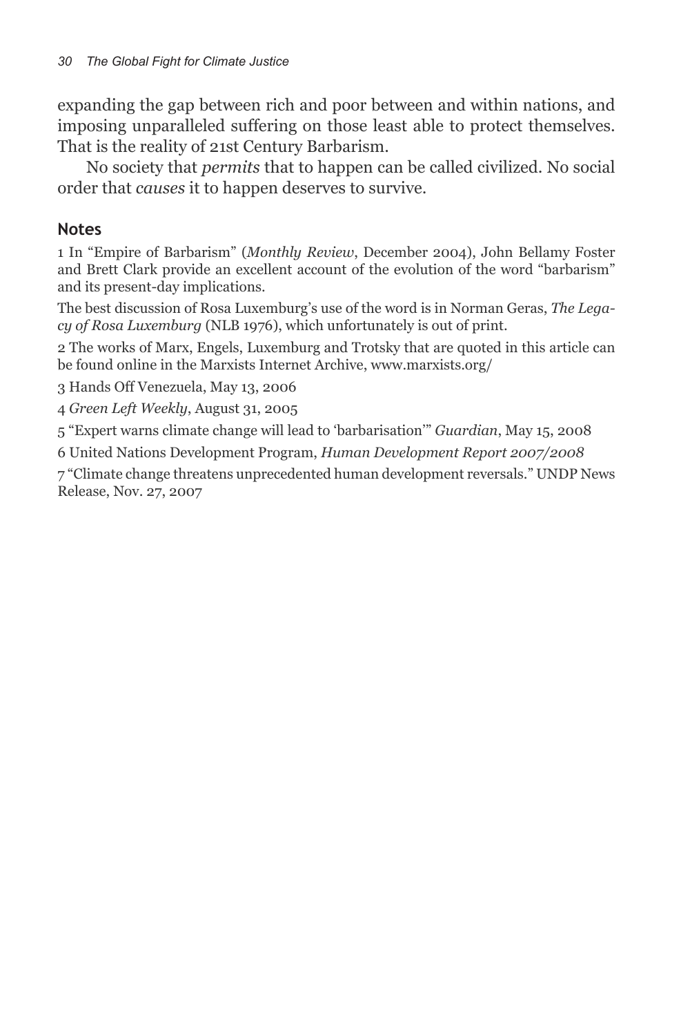expanding the gap between rich and poor between and within nations, and imposing unparalleled suffering on those least able to protect themselves. That is the reality of 21st Century Barbarism.

No society that *permits* that to happen can be called civilized. No social order that *causes* it to happen deserves to survive.

## Notes

1 In "Empire of Barbarism" (*Monthly Review*, December 2004), John Bellamy Foster and Brett Clark provide an excellent account of the evolution of the word "barbarism" and its present-day implications.

The best discussion of Rosa Luxemburg's use of the word is in Norman Geras, *The Legacy of Rosa Luxemburg* (NLB 1976), which unfortunately is out of print.

2 The works of Marx, Engels, Luxemburg and Trotsky that are quoted in this article can be found online in the Marxists Internet Archive, www.marxists.org/

3 Hands Off Venezuela, May 13, 2006

4 *Green Left Weekly*, August 31, 2005

5 "Expert warns climate change will lead to 'barbarisation'" *Guardian*, May 15, 2008

6 United Nations Development Program, *Human Development Report 2007/2008*

7 "Climate change threatens unprecedented human development reversals." UNDP News Release, Nov. 27, 2007